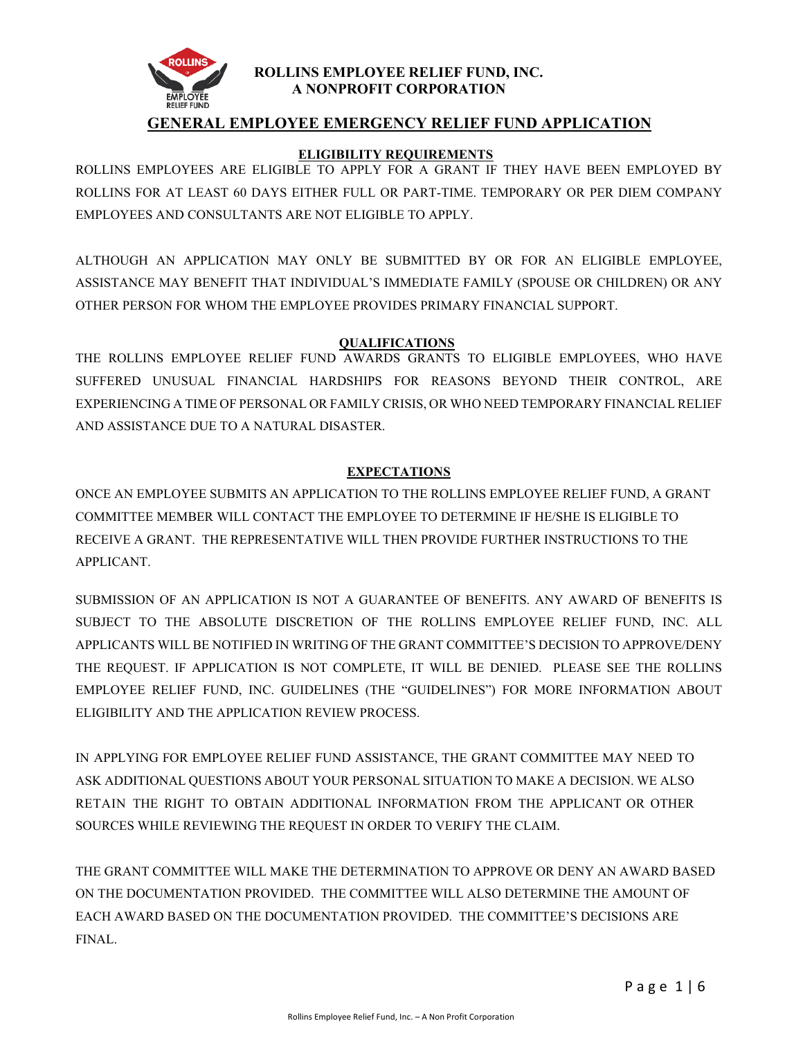# ROLLINS EMPLOYEE RELIEF FUND, INC.
# A NONPROFIT CORPORATION

## GENERAL EMPLOYEE EMERGENCY RELIEF FUND APPLICATION

### ELIGIBILITY REQUIREMENTS

ROLLINS EMPLOYEES ARE ELIGIBLE TO APPLY FOR A GRANT IF THEY HAVE BEEN EMPLOYED BY ROLLINS FOR AT LEAST 60 DAYS EITHER FULL OR PART-TIME. TEMPORARY OR PER DIEM COMPANY EMPLOYEES AND CONSULTANTS ARE NOT ELIGIBLE TO APPLY.

ALTHOUGH AN APPLICATION MAY ONLY BE SUBMITTED BY OR FOR AN ELIGIBLE EMPLOYEE, ASSISTANCE MAY BENEFIT THAT INDIVIDUAL'S IMMEDIATE FAMILY (SPOUSE OR CHILDREN) OR ANY OTHER PERSON FOR WHOM THE EMPLOYEE PROVIDES PRIMARY FINANCIAL SUPPORT.

### QUALIFICATIONS

THE ROLLINS EMPLOYEE RELIEF FUND AWARDS GRANTS TO ELIGIBLE EMPLOYEES, WHO HAVE SUFFERED UNUSUAL FINANCIAL HARDSHIPS FOR REASONS BEYOND THEIR CONTROL, ARE EXPERIENCING A TIME OF PERSONAL OR FAMILY CRISIS, OR WHO NEED TEMPORARY FINANCIAL RELIEF AND ASSISTANCE DUE TO A NATURAL DISASTER.

### EXPECTATIONS

ONCE AN EMPLOYEE SUBMITS AN APPLICATION TO THE ROLLINS EMPLOYEE RELIEF FUND, A GRANT COMMITTEE MEMBER WILL CONTACT THE EMPLOYEE TO DETERMINE IF HE/SHE IS ELIGIBLE TO RECEIVE A GRANT. THE REPRESENTATIVE WILL THEN PROVIDE FURTHER INSTRUCTIONS TO THE APPLICANT.

SUBMISSION OF AN APPLICATION IS NOT A GUARANTEE OF BENEFITS. ANY AWARD OF BENEFITS IS SUBJECT TO THE ABSOLUTE DISCRETION OF THE ROLLINS EMPLOYEE RELIEF FUND, INC. ALL APPLICANTS WILL BE NOTIFIED IN WRITING OF THE GRANT COMMITTEE'S DECISION TO APPROVE/DENY THE REQUEST. IF APPLICATION IS NOT COMPLETE, IT WILL BE DENIED. PLEASE SEE THE ROLLINS EMPLOYEE RELIEF FUND, INC. GUIDELINES (THE "GUIDELINES") FOR MORE INFORMATION ABOUT ELIGIBILITY AND THE APPLICATION REVIEW PROCESS.

IN APPLYING FOR EMPLOYEE RELIEF FUND ASSISTANCE, THE GRANT COMMITTEE MAY NEED TO ASK ADDITIONAL QUESTIONS ABOUT YOUR PERSONAL SITUATION TO MAKE A DECISION. WE ALSO RETAIN THE RIGHT TO OBTAIN ADDITIONAL INFORMATION FROM THE APPLICANT OR OTHER SOURCES WHILE REVIEWING THE REQUEST IN ORDER TO VERIFY THE CLAIM.

THE GRANT COMMITTEE WILL MAKE THE DETERMINATION TO APPROVE OR DENY AN AWARD BASED ON THE DOCUMENTATION PROVIDED. THE COMMITTEE WILL ALSO DETERMINE THE AMOUNT OF EACH AWARD BASED ON THE DOCUMENTATION PROVIDED. THE COMMITTEE'S DECISIONS ARE FINAL.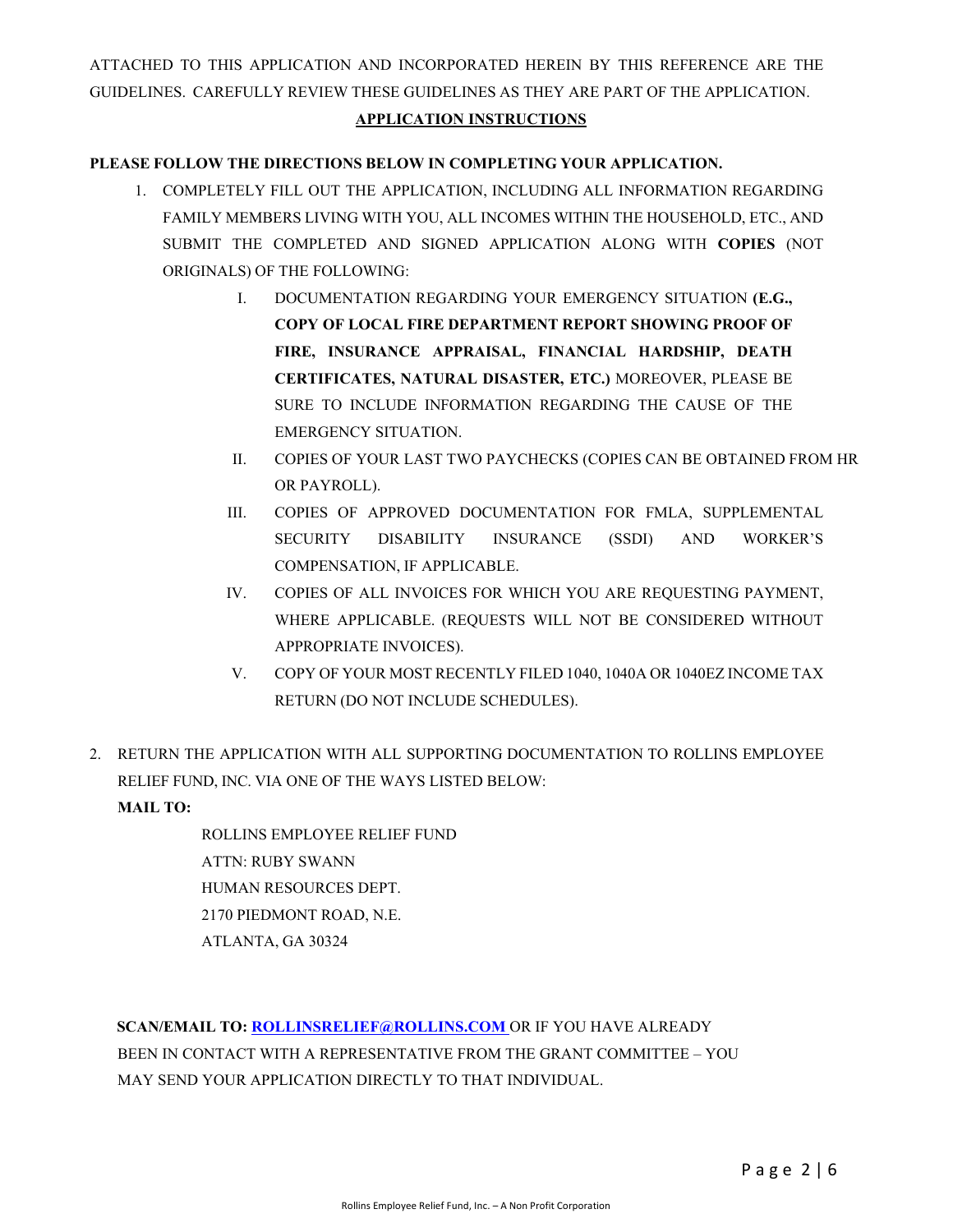ATTACHED TO THIS APPLICATION AND INCORPORATED HEREIN BY THIS REFERENCE ARE THE GUIDELINES. CAREFULLY REVIEW THESE GUIDELINES AS THEY ARE PART OF THE APPLICATION.

## APPLICATION INSTRUCTIONS

**PLEASE FOLLOW THE DIRECTIONS BELOW IN COMPLETING YOUR APPLICATION.**

1. COMPLETELY FILL OUT THE APPLICATION, INCLUDING ALL INFORMATION REGARDING FAMILY MEMBERS LIVING WITH YOU, ALL INCOMES WITHIN THE HOUSEHOLD, ETC., AND SUBMIT THE COMPLETED AND SIGNED APPLICATION ALONG WITH **COPIES** (NOT ORIGINALS) OF THE FOLLOWING:
   - I. DOCUMENTATION REGARDING YOUR EMERGENCY SITUATION **(E.G., COPY OF LOCAL FIRE DEPARTMENT REPORT SHOWING PROOF OF FIRE, INSURANCE APPRAISAL, FINANCIAL HARDSHIP, DEATH CERTIFICATES, NATURAL DISASTER, ETC.)** MOREOVER, PLEASE BE SURE TO INCLUDE INFORMATION REGARDING THE CAUSE OF THE EMERGENCY SITUATION.
   - II. COPIES OF YOUR LAST TWO PAYCHECKS (COPIES CAN BE OBTAINED FROM HR OR PAYROLL).
   - III. COPIES OF APPROVED DOCUMENTATION FOR FMLA, SUPPLEMENTAL SECURITY DISABILITY INSURANCE (SSDI) AND WORKER'S COMPENSATION, IF APPLICABLE.
   - IV. COPIES OF ALL INVOICES FOR WHICH YOU ARE REQUESTING PAYMENT, WHERE APPLICABLE. (REQUESTS WILL NOT BE CONSIDERED WITHOUT APPROPRIATE INVOICES).
   - V. COPY OF YOUR MOST RECENTLY FILED 1040, 1040A OR 1040EZ INCOME TAX RETURN (DO NOT INCLUDE SCHEDULES).

2. RETURN THE APPLICATION WITH ALL SUPPORTING DOCUMENTATION TO ROLLINS EMPLOYEE RELIEF FUND, INC. VIA ONE OF THE WAYS LISTED BELOW:

   **MAIL TO:**

   ROLLINS EMPLOYEE RELIEF FUND
   ATTN: RUBY SWANN
   HUMAN RESOURCES DEPT.
   2170 PIEDMONT ROAD, N.E.
   ATLANTA, GA 30324

   **SCAN/EMAIL TO:** ROLLINSRELIEF@ROLLINS.COM OR IF YOU HAVE ALREADY BEEN IN CONTACT WITH A REPRESENTATIVE FROM THE GRANT COMMITTEE – YOU MAY SEND YOUR APPLICATION DIRECTLY TO THAT INDIVIDUAL.

Rollins Employee Relief Fund, Inc. – A Non Profit Corporation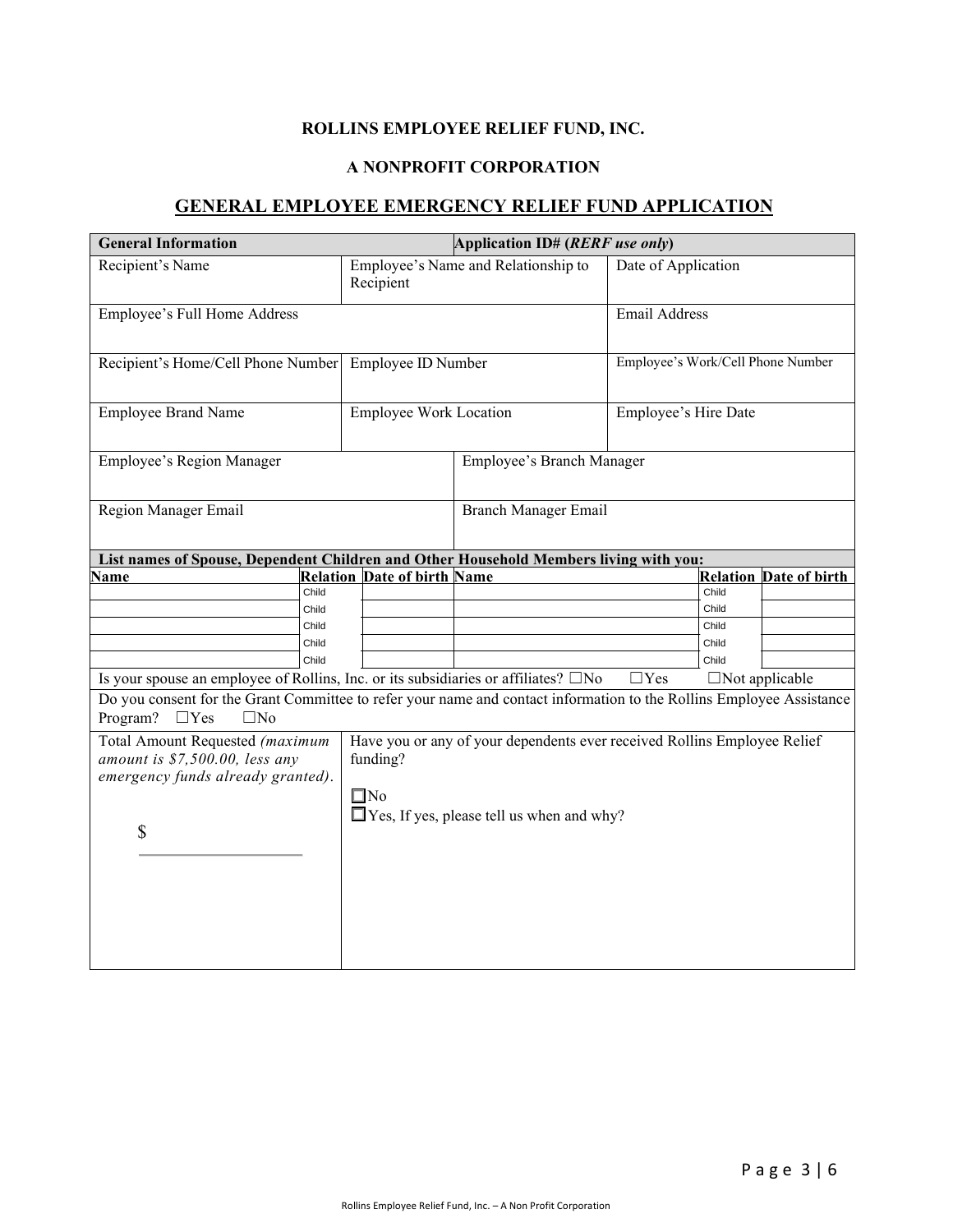**ROLLINS EMPLOYEE RELIEF FUND, INC.**

**A NONPROFIT CORPORATION**

## GENERAL EMPLOYEE EMERGENCY RELIEF FUND APPLICATION

| **General Information** | | **Application ID# (*RERF use only*)** |
|---|---|---|
| Recipient's Name | Employee's Name and Relationship to Recipient | Date of Application |
| Employee's Full Home Address | | Email Address |
| Recipient's Home/Cell Phone Number | Employee ID Number | Employee's Work/Cell Phone Number |
| Employee Brand Name | Employee Work Location | Employee's Hire Date |
| Employee's Region Manager | Employee's Branch Manager | |
| Region Manager Email | Branch Manager Email | |

**List names of Spouse, Dependent Children and Other Household Members living with you:**

| Name | Relation | Date of birth | Name | Relation | Date of birth |
|---|---|---|---|---|---|
| | Child | | | Child | |
| | Child | | | Child | |
| | Child | | | Child | |
| | Child | | | Child | |
| | Child | | | Child | |

Is your spouse an employee of Rollins, Inc. or its subsidiaries or affiliates? ☐No ☐Yes ☐Not applicable

Do you consent for the Grant Committee to refer your name and contact information to the Rollins Employee Assistance Program? ☐Yes ☐No

| Total Amount Requested *(maximum amount is $7,500.00, less any emergency funds already granted)*. | Have you or any of your dependents ever received Rollins Employee Relief funding? |
|---|---|
| $ ______________ | ☐No<br>☐Yes, If yes, please tell us when and why? |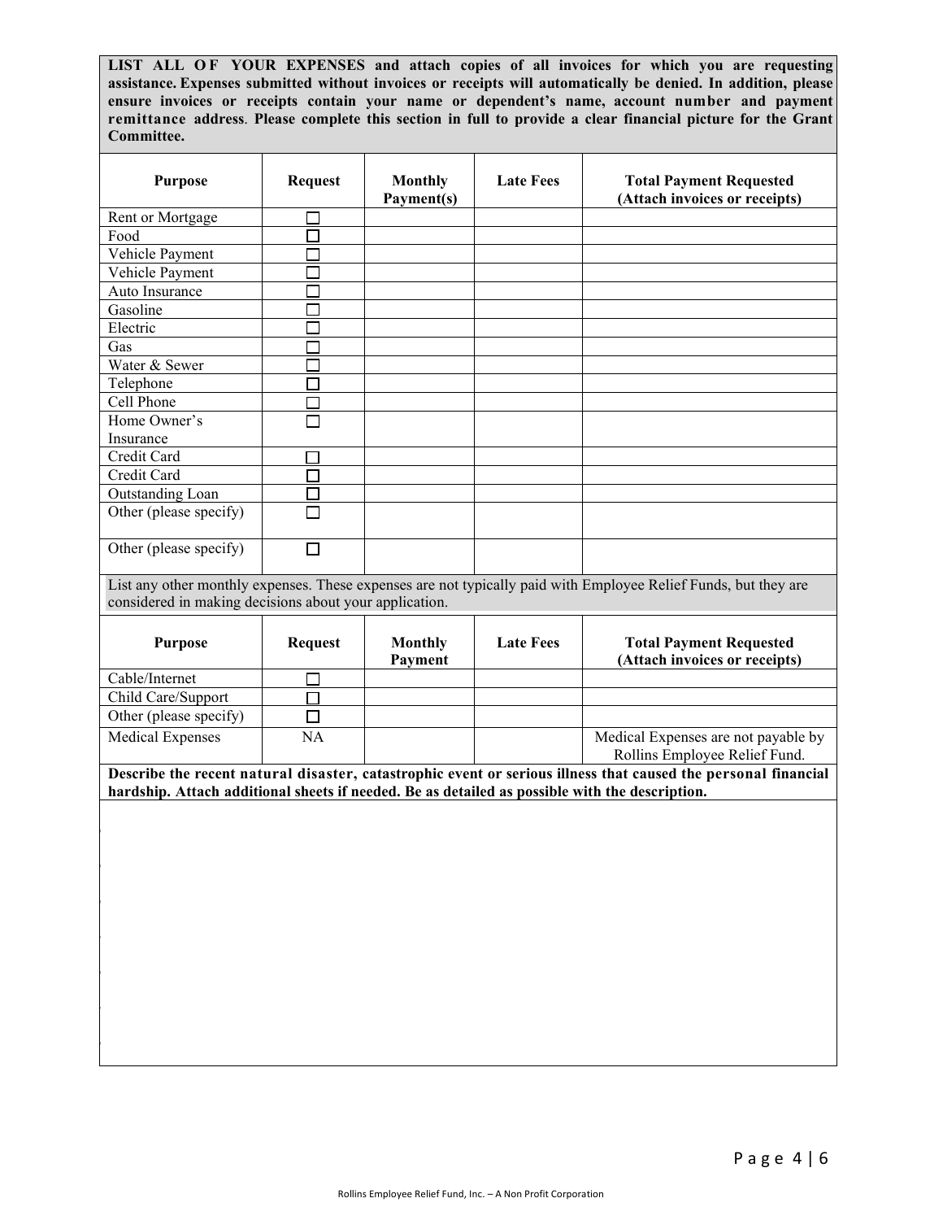**LIST ALL OF YOUR EXPENSES and attach copies of all invoices for which you are requesting assistance. Expenses submitted without invoices or receipts will automatically be denied. In addition, please ensure invoices or receipts contain your name or dependent's name, account number and payment remittance address. Please complete this section in full to provide a clear financial picture for the Grant Committee.**

| Purpose | Request | Monthly Payment(s) | Late Fees | Total Payment Requested (Attach invoices or receipts) |
|---|---|---|---|---|
| Rent or Mortgage | ☐ | | | |
| Food | ☐ | | | |
| Vehicle Payment | ☐ | | | |
| Vehicle Payment | ☐ | | | |
| Auto Insurance | ☐ | | | |
| Gasoline | ☐ | | | |
| Electric | ☐ | | | |
| Gas | ☐ | | | |
| Water & Sewer | ☐ | | | |
| Telephone | ☐ | | | |
| Cell Phone | ☐ | | | |
| Home Owner's Insurance | ☐ | | | |
| Credit Card | ☐ | | | |
| Credit Card | ☐ | | | |
| Outstanding Loan | ☐ | | | |
| Other (please specify) | ☐ | | | |
| Other (please specify) | ☐ | | | |

List any other monthly expenses. These expenses are not typically paid with Employee Relief Funds, but they are considered in making decisions about your application.

| Purpose | Request | Monthly Payment | Late Fees | Total Payment Requested (Attach invoices or receipts) |
|---|---|---|---|---|
| Cable/Internet | ☐ | | | |
| Child Care/Support | ☐ | | | |
| Other (please specify) | ☐ | | | |
| Medical Expenses | NA | | | Medical Expenses are not payable by Rollins Employee Relief Fund. |

**Describe the recent natural disaster, catastrophic event or serious illness that caused the personal financial hardship. Attach additional sheets if needed. Be as detailed as possible with the description.**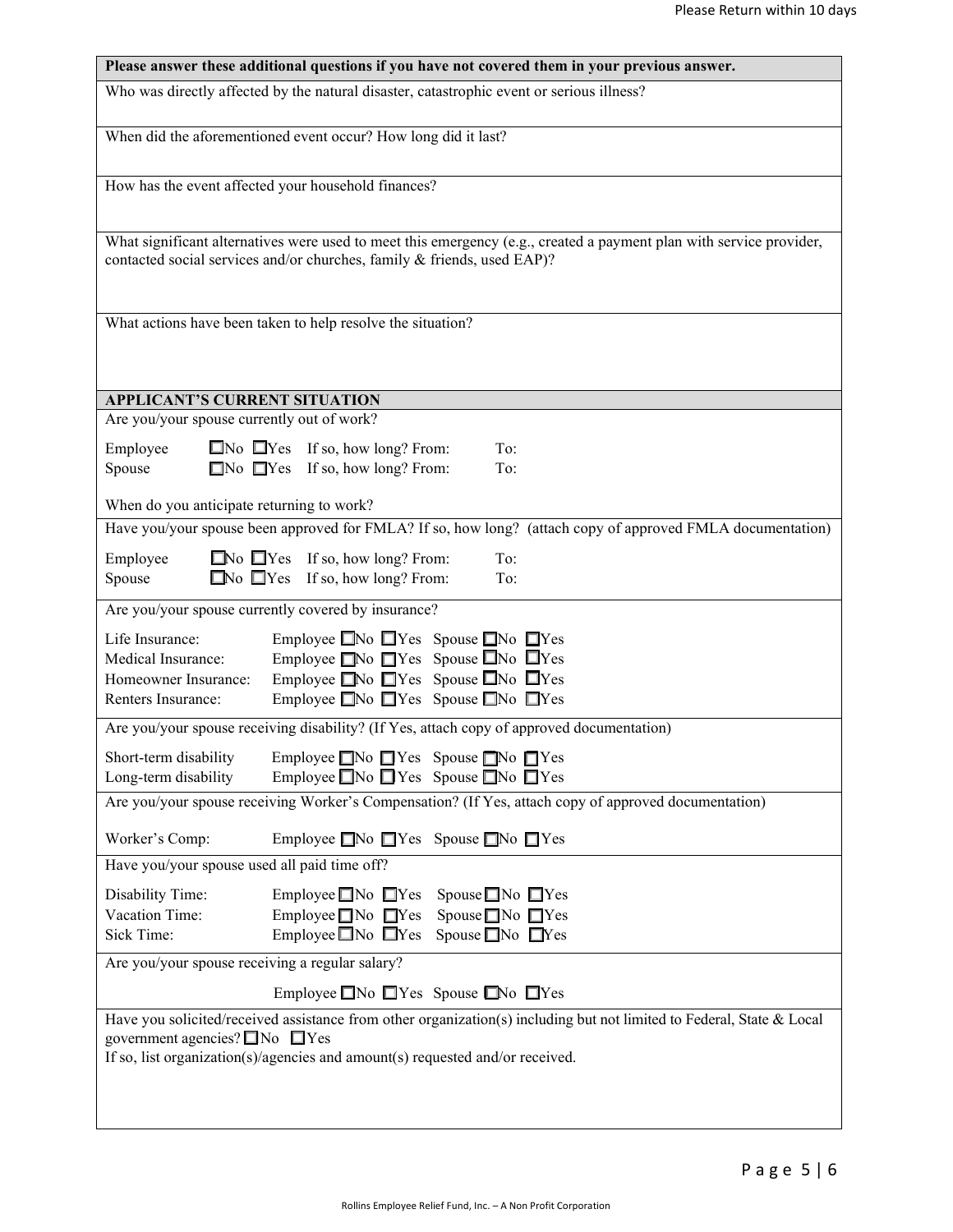**Please answer these additional questions if you have not covered them in your previous answer.**

Who was directly affected by the natural disaster, catastrophic event or serious illness?

When did the aforementioned event occur? How long did it last?

How has the event affected your household finances?

What significant alternatives were used to meet this emergency (e.g., created a payment plan with service provider, contacted social services and/or churches, family & friends, used EAP)?

What actions have been taken to help resolve the situation?

**APPLICANT'S CURRENT SITUATION**

Are you/your spouse currently out of work?

Employee ☐No ☐Yes If so, how long? From: To:
Spouse ☐No ☐Yes If so, how long? From: To:

When do you anticipate returning to work?

Have you/your spouse been approved for FMLA? If so, how long? (attach copy of approved FMLA documentation)

Employee ☐No ☐Yes If so, how long? From: To:
Spouse ☐No ☐Yes If so, how long? From: To:

Are you/your spouse currently covered by insurance?

Life Insurance: Employee ☐No ☐Yes Spouse ☐No ☐Yes
Medical Insurance: Employee ☐No ☐Yes Spouse ☐No ☐Yes
Homeowner Insurance: Employee ☐No ☐Yes Spouse ☐No ☐Yes
Renters Insurance: Employee ☐No ☐Yes Spouse ☐No ☐Yes

Are you/your spouse receiving disability? (If Yes, attach copy of approved documentation)

Short-term disability Employee ☐No ☐Yes Spouse ☐No ☐Yes
Long-term disability Employee ☐No ☐Yes Spouse ☐No ☐Yes

Are you/your spouse receiving Worker's Compensation? (If Yes, attach copy of approved documentation)

Worker's Comp: Employee ☐No ☐Yes Spouse ☐No ☐Yes

Have you/your spouse used all paid time off?

Disability Time: Employee ☐No ☐Yes Spouse ☐No ☐Yes
Vacation Time: Employee ☐No ☐Yes Spouse ☐No ☐Yes
Sick Time: Employee ☐No ☐Yes Spouse ☐No ☐Yes

Are you/your spouse receiving a regular salary?

Employee ☐No ☐Yes Spouse ☐No ☐Yes

Have you solicited/received assistance from other organization(s) including but not limited to Federal, State & Local government agencies? ☐No ☐Yes
If so, list organization(s)/agencies and amount(s) requested and/or received.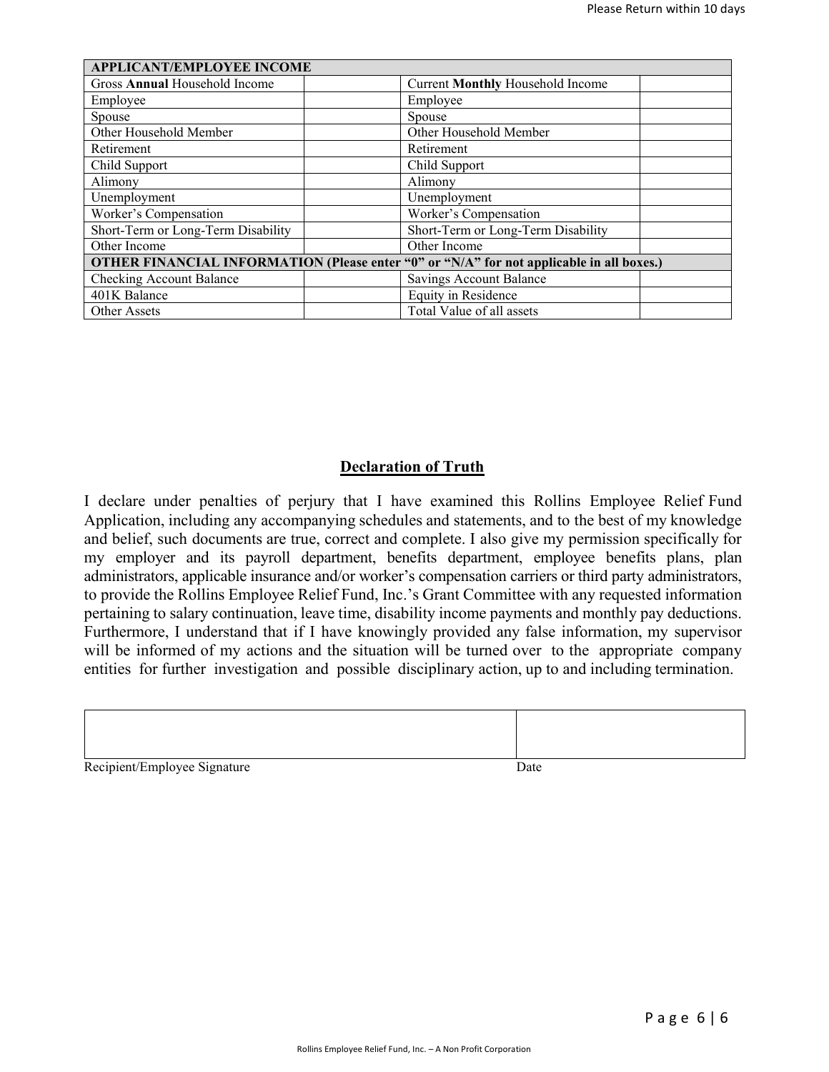| APPLICANT/EMPLOYEE INCOME | | | |
|---|---|---|---|
| Gross **Annual** Household Income | | Current **Monthly** Household Income | |
| Employee | | Employee | |
| Spouse | | Spouse | |
| Other Household Member | | Other Household Member | |
| Retirement | | Retirement | |
| Child Support | | Child Support | |
| Alimony | | Alimony | |
| Unemployment | | Unemployment | |
| Worker's Compensation | | Worker's Compensation | |
| Short-Term or Long-Term Disability | | Short-Term or Long-Term Disability | |
| Other Income | | Other Income | |
| **OTHER FINANCIAL INFORMATION (Please enter "0" or "N/A" for not applicable in all boxes.)** | | | |
| Checking Account Balance | | Savings Account Balance | |
| 401K Balance | | Equity in Residence | |
| Other Assets | | Total Value of all assets | |

## Declaration of Truth

I declare under penalties of perjury that I have examined this Rollins Employee Relief Fund Application, including any accompanying schedules and statements, and to the best of my knowledge and belief, such documents are true, correct and complete. I also give my permission specifically for my employer and its payroll department, benefits department, employee benefits plans, plan administrators, applicable insurance and/or worker's compensation carriers or third party administrators, to provide the Rollins Employee Relief Fund, Inc.'s Grant Committee with any requested information pertaining to salary continuation, leave time, disability income payments and monthly pay deductions. Furthermore, I understand that if I have knowingly provided any false information, my supervisor will be informed of my actions and the situation will be turned over to the appropriate company entities for further investigation and possible disciplinary action, up to and including termination.

| | |
|---|---|
| | |
| Recipient/Employee Signature | Date |

Rollins Employee Relief Fund, Inc. – A Non Profit Corporation